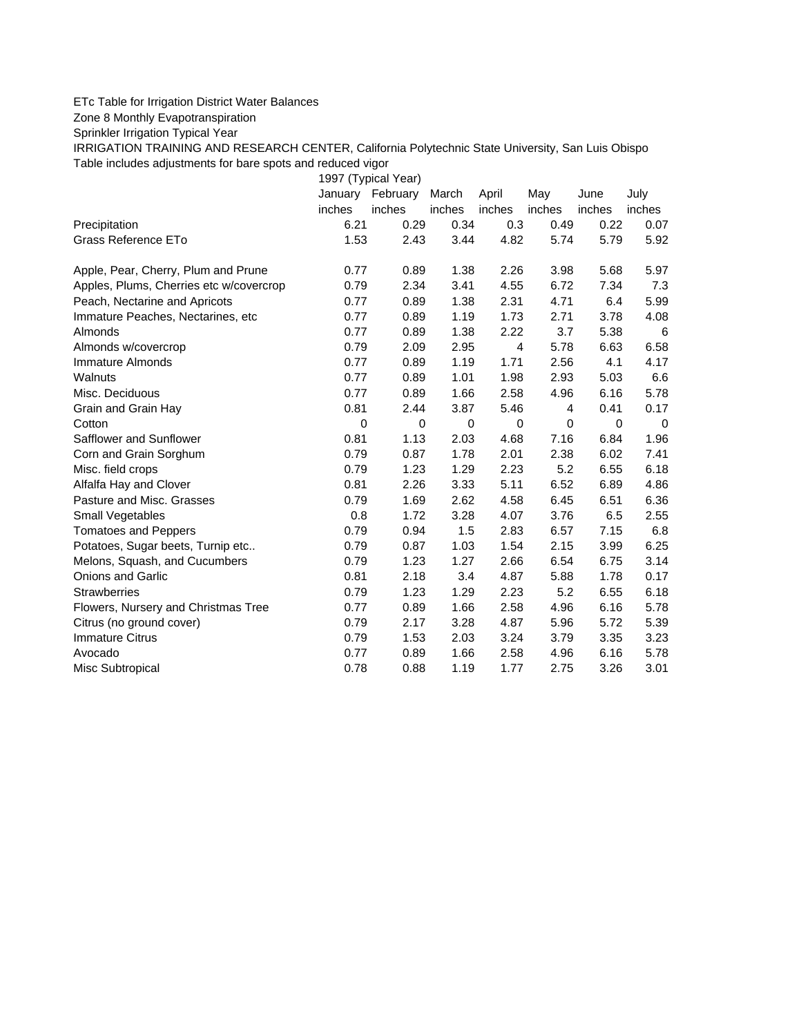ETc Table for Irrigation District Water Balances

Zone 8 Monthly Evapotranspiration

Sprinkler Irrigation Typical Year

IRRIGATION TRAINING AND RESEARCH CENTER, California Polytechnic State University, San Luis Obispo

Table includes adjustments for bare spots and reduced vigor

| | 1997 (Typical Year) | | | | | | |
|---|---|---|---|---|---|---|---|
| | January | February | March | April | May | June | July |
| | inches | inches | inches | inches | inches | inches | inches |
| Precipitation | 6.21 | 0.29 | 0.34 | 0.3 | 0.49 | 0.22 | 0.07 |
| Grass Reference ETo | 1.53 | 2.43 | 3.44 | 4.82 | 5.74 | 5.79 | 5.92 |
| | | | | | | | |
| Apple, Pear, Cherry, Plum and Prune | 0.77 | 0.89 | 1.38 | 2.26 | 3.98 | 5.68 | 5.97 |
| Apples, Plums, Cherries etc w/covercrop | 0.79 | 2.34 | 3.41 | 4.55 | 6.72 | 7.34 | 7.3 |
| Peach, Nectarine and Apricots | 0.77 | 0.89 | 1.38 | 2.31 | 4.71 | 6.4 | 5.99 |
| Immature Peaches, Nectarines, etc | 0.77 | 0.89 | 1.19 | 1.73 | 2.71 | 3.78 | 4.08 |
| Almonds | 0.77 | 0.89 | 1.38 | 2.22 | 3.7 | 5.38 | 6 |
| Almonds w/covercrop | 0.79 | 2.09 | 2.95 | 4 | 5.78 | 6.63 | 6.58 |
| Immature Almonds | 0.77 | 0.89 | 1.19 | 1.71 | 2.56 | 4.1 | 4.17 |
| Walnuts | 0.77 | 0.89 | 1.01 | 1.98 | 2.93 | 5.03 | 6.6 |
| Misc. Deciduous | 0.77 | 0.89 | 1.66 | 2.58 | 4.96 | 6.16 | 5.78 |
| Grain and Grain Hay | 0.81 | 2.44 | 3.87 | 5.46 | 4 | 0.41 | 0.17 |
| Cotton | 0 | 0 | 0 | 0 | 0 | 0 | 0 |
| Safflower and Sunflower | 0.81 | 1.13 | 2.03 | 4.68 | 7.16 | 6.84 | 1.96 |
| Corn and Grain Sorghum | 0.79 | 0.87 | 1.78 | 2.01 | 2.38 | 6.02 | 7.41 |
| Misc. field crops | 0.79 | 1.23 | 1.29 | 2.23 | 5.2 | 6.55 | 6.18 |
| Alfalfa Hay and Clover | 0.81 | 2.26 | 3.33 | 5.11 | 6.52 | 6.89 | 4.86 |
| Pasture and Misc. Grasses | 0.79 | 1.69 | 2.62 | 4.58 | 6.45 | 6.51 | 6.36 |
| Small Vegetables | 0.8 | 1.72 | 3.28 | 4.07 | 3.76 | 6.5 | 2.55 |
| Tomatoes and Peppers | 0.79 | 0.94 | 1.5 | 2.83 | 6.57 | 7.15 | 6.8 |
| Potatoes, Sugar beets, Turnip etc.. | 0.79 | 0.87 | 1.03 | 1.54 | 2.15 | 3.99 | 6.25 |
| Melons, Squash, and Cucumbers | 0.79 | 1.23 | 1.27 | 2.66 | 6.54 | 6.75 | 3.14 |
| Onions and Garlic | 0.81 | 2.18 | 3.4 | 4.87 | 5.88 | 1.78 | 0.17 |
| Strawberries | 0.79 | 1.23 | 1.29 | 2.23 | 5.2 | 6.55 | 6.18 |
| Flowers, Nursery and Christmas Tree | 0.77 | 0.89 | 1.66 | 2.58 | 4.96 | 6.16 | 5.78 |
| Citrus (no ground cover) | 0.79 | 2.17 | 3.28 | 4.87 | 5.96 | 5.72 | 5.39 |
| Immature Citrus | 0.79 | 1.53 | 2.03 | 3.24 | 3.79 | 3.35 | 3.23 |
| Avocado | 0.77 | 0.89 | 1.66 | 2.58 | 4.96 | 6.16 | 5.78 |
| Misc Subtropical | 0.78 | 0.88 | 1.19 | 1.77 | 2.75 | 3.26 | 3.01 |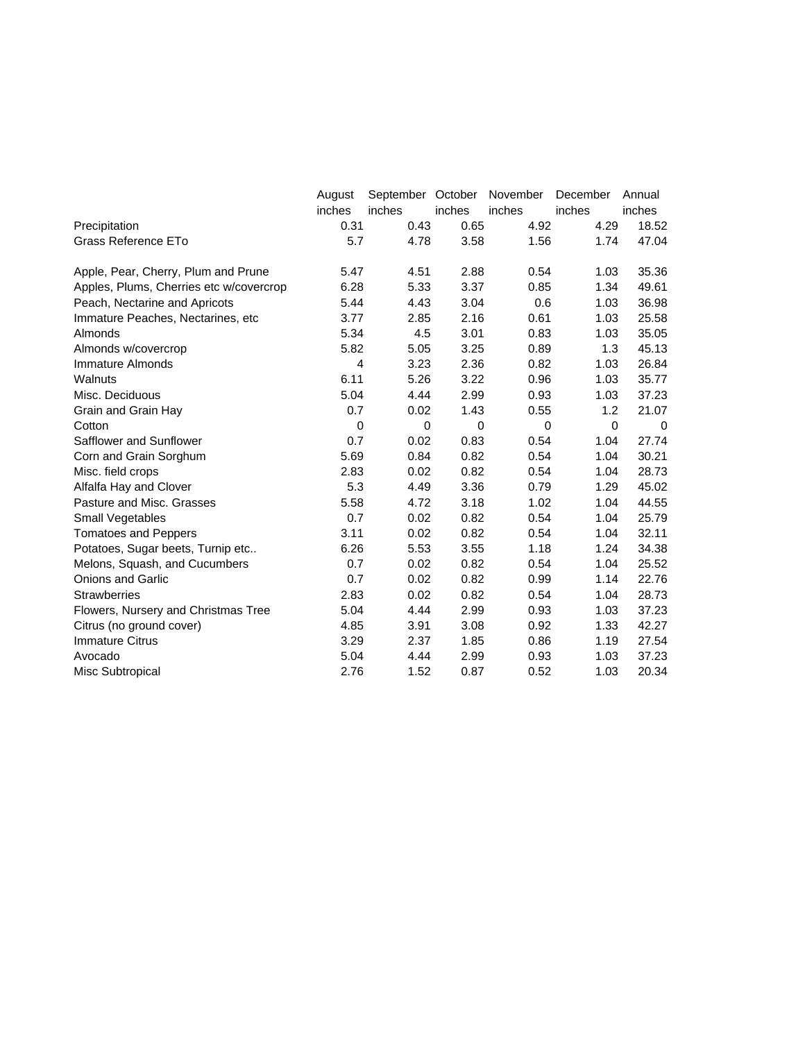| | August inches | September inches | October inches | November inches | December inches | Annual inches |
|---|---|---|---|---|---|---|
| Precipitation | 0.31 | 0.43 | 0.65 | 4.92 | 4.29 | 18.52 |
| Grass Reference ETo | 5.7 | 4.78 | 3.58 | 1.56 | 1.74 | 47.04 |
| | | | | | | |
| Apple, Pear, Cherry, Plum and Prune | 5.47 | 4.51 | 2.88 | 0.54 | 1.03 | 35.36 |
| Apples, Plums, Cherries etc w/covercrop | 6.28 | 5.33 | 3.37 | 0.85 | 1.34 | 49.61 |
| Peach, Nectarine and Apricots | 5.44 | 4.43 | 3.04 | 0.6 | 1.03 | 36.98 |
| Immature Peaches, Nectarines, etc | 3.77 | 2.85 | 2.16 | 0.61 | 1.03 | 25.58 |
| Almonds | 5.34 | 4.5 | 3.01 | 0.83 | 1.03 | 35.05 |
| Almonds w/covercrop | 5.82 | 5.05 | 3.25 | 0.89 | 1.3 | 45.13 |
| Immature Almonds | 4 | 3.23 | 2.36 | 0.82 | 1.03 | 26.84 |
| Walnuts | 6.11 | 5.26 | 3.22 | 0.96 | 1.03 | 35.77 |
| Misc. Deciduous | 5.04 | 4.44 | 2.99 | 0.93 | 1.03 | 37.23 |
| Grain and Grain Hay | 0.7 | 0.02 | 1.43 | 0.55 | 1.2 | 21.07 |
| Cotton | 0 | 0 | 0 | 0 | 0 | 0 |
| Safflower and Sunflower | 0.7 | 0.02 | 0.83 | 0.54 | 1.04 | 27.74 |
| Corn and Grain Sorghum | 5.69 | 0.84 | 0.82 | 0.54 | 1.04 | 30.21 |
| Misc. field crops | 2.83 | 0.02 | 0.82 | 0.54 | 1.04 | 28.73 |
| Alfalfa Hay and Clover | 5.3 | 4.49 | 3.36 | 0.79 | 1.29 | 45.02 |
| Pasture and Misc. Grasses | 5.58 | 4.72 | 3.18 | 1.02 | 1.04 | 44.55 |
| Small Vegetables | 0.7 | 0.02 | 0.82 | 0.54 | 1.04 | 25.79 |
| Tomatoes and Peppers | 3.11 | 0.02 | 0.82 | 0.54 | 1.04 | 32.11 |
| Potatoes, Sugar beets, Turnip etc.. | 6.26 | 5.53 | 3.55 | 1.18 | 1.24 | 34.38 |
| Melons, Squash, and Cucumbers | 0.7 | 0.02 | 0.82 | 0.54 | 1.04 | 25.52 |
| Onions and Garlic | 0.7 | 0.02 | 0.82 | 0.99 | 1.14 | 22.76 |
| Strawberries | 2.83 | 0.02 | 0.82 | 0.54 | 1.04 | 28.73 |
| Flowers, Nursery and Christmas Tree | 5.04 | 4.44 | 2.99 | 0.93 | 1.03 | 37.23 |
| Citrus (no ground cover) | 4.85 | 3.91 | 3.08 | 0.92 | 1.33 | 42.27 |
| Immature Citrus | 3.29 | 2.37 | 1.85 | 0.86 | 1.19 | 27.54 |
| Avocado | 5.04 | 4.44 | 2.99 | 0.93 | 1.03 | 37.23 |
| Misc Subtropical | 2.76 | 1.52 | 0.87 | 0.52 | 1.03 | 20.34 |